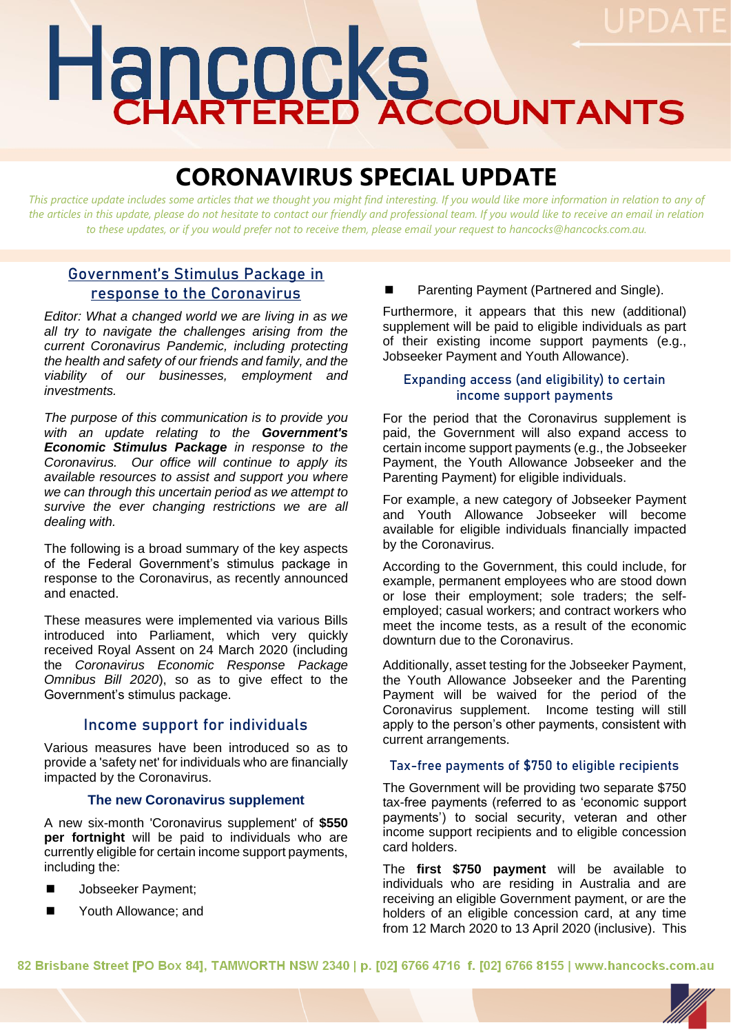# Hancocks CHARTERED ACCOUNTANTS

UPDATE

# CORONAVIRUS SPECIAL UPDATE

*This practice update includes some articles that we thought you might find interesting. If you would like more information in relation to any of the articles in this update, please do not hesitate to contact our friendly and professional team. If you would like to receive an email in relation to these updates, or if you would prefer not to receive them, please email your request to hancocks@hancocks.com.au.*

## Government's Stimulus Package in response to the Coronavirus

*Editor: What a changed world we are living in as we all try to navigate the challenges arising from the current Coronavirus Pandemic, including protecting the health and safety of our friends and family, and the viability of our businesses, employment and investments.*

*The purpose of this communication is to provide you with an update relating to the* ***Government's Economic Stimulus Package*** *in response to the Coronavirus. Our office will continue to apply its available resources to assist and support you where we can through this uncertain period as we attempt to survive the ever changing restrictions we are all dealing with.*

The following is a broad summary of the key aspects of the Federal Government's stimulus package in response to the Coronavirus, as recently announced and enacted.

These measures were implemented via various Bills introduced into Parliament, which very quickly received Royal Assent on 24 March 2020 (including the *Coronavirus Economic Response Package Omnibus Bill 2020*), so as to give effect to the Government's stimulus package.

### Income support for individuals

Various measures have been introduced so as to provide a 'safety net' for individuals who are financially impacted by the Coronavirus.

#### The new Coronavirus supplement

A new six-month 'Coronavirus supplement' of **$550 per fortnight** will be paid to individuals who are currently eligible for certain income support payments, including the:

- Jobseeker Payment;
- Youth Allowance; and
- Parenting Payment (Partnered and Single).

Furthermore, it appears that this new (additional) supplement will be paid to eligible individuals as part of their existing income support payments (e.g., Jobseeker Payment and Youth Allowance).

#### Expanding access (and eligibility) to certain income support payments

For the period that the Coronavirus supplement is paid, the Government will also expand access to certain income support payments (e.g., the Jobseeker Payment, the Youth Allowance Jobseeker and the Parenting Payment) for eligible individuals.

For example, a new category of Jobseeker Payment and Youth Allowance Jobseeker will become available for eligible individuals financially impacted by the Coronavirus.

According to the Government, this could include, for example, permanent employees who are stood down or lose their employment; sole traders; the self-employed; casual workers; and contract workers who meet the income tests, as a result of the economic downturn due to the Coronavirus.

Additionally, asset testing for the Jobseeker Payment, the Youth Allowance Jobseeker and the Parenting Payment will be waived for the period of the Coronavirus supplement. Income testing will still apply to the person's other payments, consistent with current arrangements.

#### Tax-free payments of $750 to eligible recipients

The Government will be providing two separate $750 tax-free payments (referred to as 'economic support payments') to social security, veteran and other income support recipients and to eligible concession card holders.

The **first $750 payment** will be available to individuals who are residing in Australia and are receiving an eligible Government payment, or are the holders of an eligible concession card, at any time from 12 March 2020 to 13 April 2020 (inclusive). This

82 Brisbane Street [PO Box 84], TAMWORTH NSW 2340 | p. [02] 6766 4716 f. [02] 6766 8155 | www.hancocks.com.au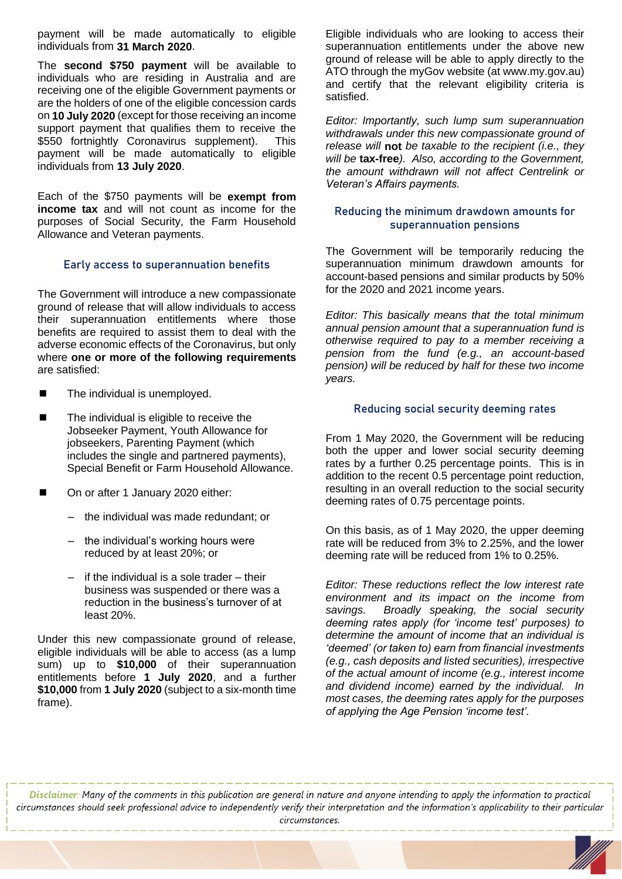payment will be made automatically to eligible individuals from **31 March 2020**.

The **second $750 payment** will be available to individuals who are residing in Australia and are receiving one of the eligible Government payments or are the holders of one of the eligible concession cards on **10 July 2020** (except for those receiving an income support payment that qualifies them to receive the $550 fortnightly Coronavirus supplement). This payment will be made automatically to eligible individuals from **13 July 2020**.

Each of the $750 payments will be **exempt from income tax** and will not count as income for the purposes of Social Security, the Farm Household Allowance and Veteran payments.

### Early access to superannuation benefits

The Government will introduce a new compassionate ground of release that will allow individuals to access their superannuation entitlements where those benefits are required to assist them to deal with the adverse economic effects of the Coronavirus, but only where **one or more of the following requirements** are satisfied:

- The individual is unemployed.
- The individual is eligible to receive the Jobseeker Payment, Youth Allowance for jobseekers, Parenting Payment (which includes the single and partnered payments), Special Benefit or Farm Household Allowance.
- On or after 1 January 2020 either:
  - the individual was made redundant; or
  - the individual's working hours were reduced by at least 20%; or
  - if the individual is a sole trader – their business was suspended or there was a reduction in the business's turnover of at least 20%.

Under this new compassionate ground of release, eligible individuals will be able to access (as a lump sum) up to **$10,000** of their superannuation entitlements before **1 July 2020**, and a further **$10,000** from **1 July 2020** (subject to a six-month time frame).

Eligible individuals who are looking to access their superannuation entitlements under the above new ground of release will be able to apply directly to the ATO through the myGov website (at www.my.gov.au) and certify that the relevant eligibility criteria is satisfied.

*Editor: Importantly, such lump sum superannuation withdrawals under this new compassionate ground of release will* **not** *be taxable to the recipient (i.e., they will be* **tax-free***). Also, according to the Government, the amount withdrawn will not affect Centrelink or Veteran's Affairs payments.*

### Reducing the minimum drawdown amounts for superannuation pensions

The Government will be temporarily reducing the superannuation minimum drawdown amounts for account-based pensions and similar products by 50% for the 2020 and 2021 income years.

*Editor: This basically means that the total minimum annual pension amount that a superannuation fund is otherwise required to pay to a member receiving a pension from the fund (e.g., an account-based pension) will be reduced by half for these two income years.*

### Reducing social security deeming rates

From 1 May 2020, the Government will be reducing both the upper and lower social security deeming rates by a further 0.25 percentage points. This is in addition to the recent 0.5 percentage point reduction, resulting in an overall reduction to the social security deeming rates of 0.75 percentage points.

On this basis, as of 1 May 2020, the upper deeming rate will be reduced from 3% to 2.25%, and the lower deeming rate will be reduced from 1% to 0.25%.

*Editor: These reductions reflect the low interest rate environment and its impact on the income from savings. Broadly speaking, the social security deeming rates apply (for 'income test' purposes) to determine the amount of income that an individual is 'deemed' (or taken to) earn from financial investments (e.g., cash deposits and listed securities), irrespective of the actual amount of income (e.g., interest income and dividend income) earned by the individual. In most cases, the deeming rates apply for the purposes of applying the Age Pension 'income test'.*

***Disclaimer:*** *Many of the comments in this publication are general in nature and anyone intending to apply the information to practical circumstances should seek professional advice to independently verify their interpretation and the information's applicability to their particular circumstances.*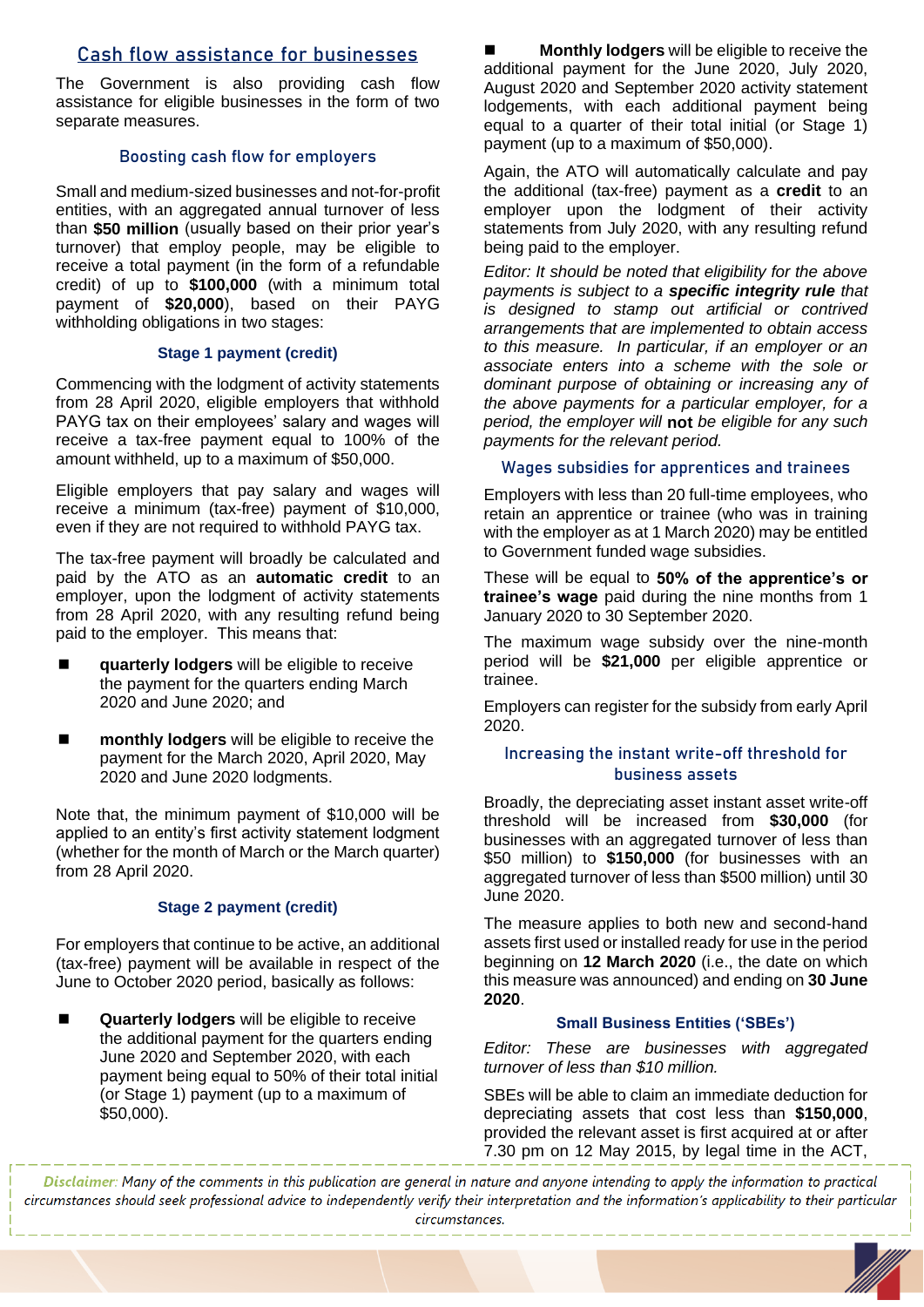## Cash flow assistance for businesses

The Government is also providing cash flow assistance for eligible businesses in the form of two separate measures.

### Boosting cash flow for employers

Small and medium-sized businesses and not-for-profit entities, with an aggregated annual turnover of less than **$50 million** (usually based on their prior year's turnover) that employ people, may be eligible to receive a total payment (in the form of a refundable credit) of up to **$100,000** (with a minimum total payment of **$20,000**), based on their PAYG withholding obligations in two stages:

#### Stage 1 payment (credit)

Commencing with the lodgment of activity statements from 28 April 2020, eligible employers that withhold PAYG tax on their employees' salary and wages will receive a tax-free payment equal to 100% of the amount withheld, up to a maximum of $50,000.

Eligible employers that pay salary and wages will receive a minimum (tax-free) payment of $10,000, even if they are not required to withhold PAYG tax.

The tax-free payment will broadly be calculated and paid by the ATO as an **automatic credit** to an employer, upon the lodgment of activity statements from 28 April 2020, with any resulting refund being paid to the employer. This means that:

- **quarterly lodgers** will be eligible to receive the payment for the quarters ending March 2020 and June 2020; and
- **monthly lodgers** will be eligible to receive the payment for the March 2020, April 2020, May 2020 and June 2020 lodgments.

Note that, the minimum payment of $10,000 will be applied to an entity's first activity statement lodgment (whether for the month of March or the March quarter) from 28 April 2020.

#### Stage 2 payment (credit)

For employers that continue to be active, an additional (tax-free) payment will be available in respect of the June to October 2020 period, basically as follows:

- **Quarterly lodgers** will be eligible to receive the additional payment for the quarters ending June 2020 and September 2020, with each payment being equal to 50% of their total initial (or Stage 1) payment (up to a maximum of $50,000).
- **Monthly lodgers** will be eligible to receive the additional payment for the June 2020, July 2020, August 2020 and September 2020 activity statement lodgements, with each additional payment being equal to a quarter of their total initial (or Stage 1) payment (up to a maximum of $50,000).

Again, the ATO will automatically calculate and pay the additional (tax-free) payment as a **credit** to an employer upon the lodgment of their activity statements from July 2020, with any resulting refund being paid to the employer.

*Editor: It should be noted that eligibility for the above payments is subject to a **specific integrity rule** that is designed to stamp out artificial or contrived arrangements that are implemented to obtain access to this measure. In particular, if an employer or an associate enters into a scheme with the sole or dominant purpose of obtaining or increasing any of the above payments for a particular employer, for a period, the employer will **not** be eligible for any such payments for the relevant period.*

### Wages subsidies for apprentices and trainees

Employers with less than 20 full-time employees, who retain an apprentice or trainee (who was in training with the employer as at 1 March 2020) may be entitled to Government funded wage subsidies.

These will be equal to **50% of the apprentice's or trainee's wage** paid during the nine months from 1 January 2020 to 30 September 2020.

The maximum wage subsidy over the nine-month period will be **$21,000** per eligible apprentice or trainee.

Employers can register for the subsidy from early April 2020.

### Increasing the instant write-off threshold for business assets

Broadly, the depreciating asset instant asset write-off threshold will be increased from **$30,000** (for businesses with an aggregated turnover of less than $50 million) to **$150,000** (for businesses with an aggregated turnover of less than $500 million) until 30 June 2020.

The measure applies to both new and second-hand assets first used or installed ready for use in the period beginning on **12 March 2020** (i.e., the date on which this measure was announced) and ending on **30 June 2020**.

#### Small Business Entities ('SBEs')

*Editor: These are businesses with aggregated turnover of less than $10 million.*

SBEs will be able to claim an immediate deduction for depreciating assets that cost less than **$150,000**, provided the relevant asset is first acquired at or after 7.30 pm on 12 May 2015, by legal time in the ACT,

*Disclaimer: Many of the comments in this publication are general in nature and anyone intending to apply the information to practical circumstances should seek professional advice to independently verify their interpretation and the information's applicability to their particular circumstances.*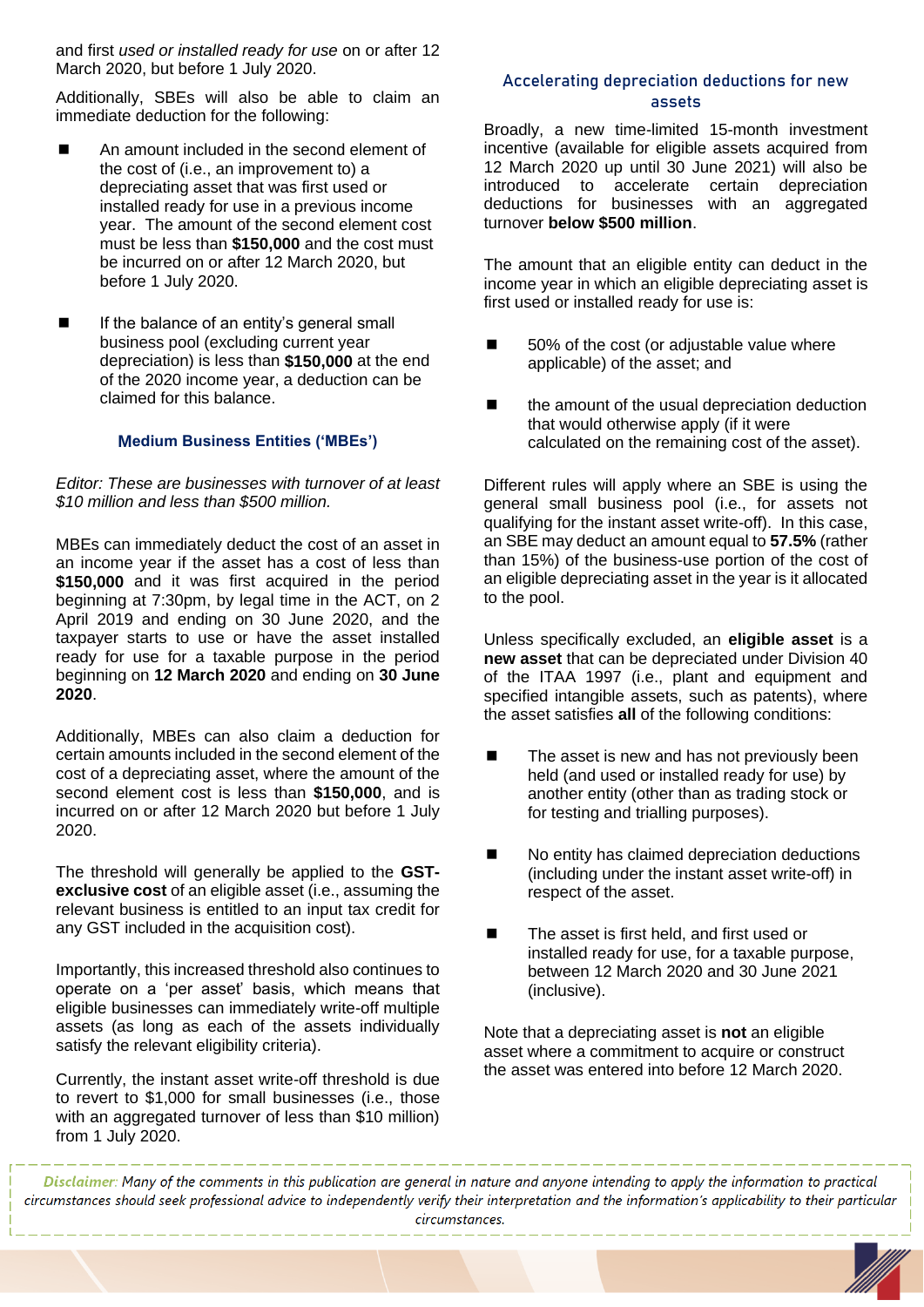and first *used or installed ready for use* on or after 12 March 2020, but before 1 July 2020.

Additionally, SBEs will also be able to claim an immediate deduction for the following:

- An amount included in the second element of the cost of (i.e., an improvement to) a depreciating asset that was first used or installed ready for use in a previous income year. The amount of the second element cost must be less than **$150,000** and the cost must be incurred on or after 12 March 2020, but before 1 July 2020.

- If the balance of an entity's general small business pool (excluding current year depreciation) is less than **$150,000** at the end of the 2020 income year, a deduction can be claimed for this balance.

### Medium Business Entities ('MBEs')

*Editor: These are businesses with turnover of at least $10 million and less than $500 million.*

MBEs can immediately deduct the cost of an asset in an income year if the asset has a cost of less than **$150,000** and it was first acquired in the period beginning at 7:30pm, by legal time in the ACT, on 2 April 2019 and ending on 30 June 2020, and the taxpayer starts to use or have the asset installed ready for use for a taxable purpose in the period beginning on **12 March 2020** and ending on **30 June 2020**.

Additionally, MBEs can also claim a deduction for certain amounts included in the second element of the cost of a depreciating asset, where the amount of the second element cost is less than **$150,000**, and is incurred on or after 12 March 2020 but before 1 July 2020.

The threshold will generally be applied to the **GST-exclusive cost** of an eligible asset (i.e., assuming the relevant business is entitled to an input tax credit for any GST included in the acquisition cost).

Importantly, this increased threshold also continues to operate on a 'per asset' basis, which means that eligible businesses can immediately write-off multiple assets (as long as each of the assets individually satisfy the relevant eligibility criteria).

Currently, the instant asset write-off threshold is due to revert to $1,000 for small businesses (i.e., those with an aggregated turnover of less than $10 million) from 1 July 2020.

### Accelerating depreciation deductions for new assets

Broadly, a new time-limited 15-month investment incentive (available for eligible assets acquired from 12 March 2020 up until 30 June 2021) will also be introduced to accelerate certain depreciation deductions for businesses with an aggregated turnover **below $500 million**.

The amount that an eligible entity can deduct in the income year in which an eligible depreciating asset is first used or installed ready for use is:

- 50% of the cost (or adjustable value where applicable) of the asset; and

- the amount of the usual depreciation deduction that would otherwise apply (if it were calculated on the remaining cost of the asset).

Different rules will apply where an SBE is using the general small business pool (i.e., for assets not qualifying for the instant asset write-off). In this case, an SBE may deduct an amount equal to **57.5%** (rather than 15%) of the business-use portion of the cost of an eligible depreciating asset in the year is it allocated to the pool.

Unless specifically excluded, an **eligible asset** is a **new asset** that can be depreciated under Division 40 of the ITAA 1997 (i.e., plant and equipment and specified intangible assets, such as patents), where the asset satisfies **all** of the following conditions:

- The asset is new and has not previously been held (and used or installed ready for use) by another entity (other than as trading stock or for testing and trialling purposes).

- No entity has claimed depreciation deductions (including under the instant asset write-off) in respect of the asset.

- The asset is first held, and first used or installed ready for use, for a taxable purpose, between 12 March 2020 and 30 June 2021 (inclusive).

Note that a depreciating asset is **not** an eligible asset where a commitment to acquire or construct the asset was entered into before 12 March 2020.

***Disclaimer:*** *Many of the comments in this publication are general in nature and anyone intending to apply the information to practical circumstances should seek professional advice to independently verify their interpretation and the information's applicability to their particular circumstances.*